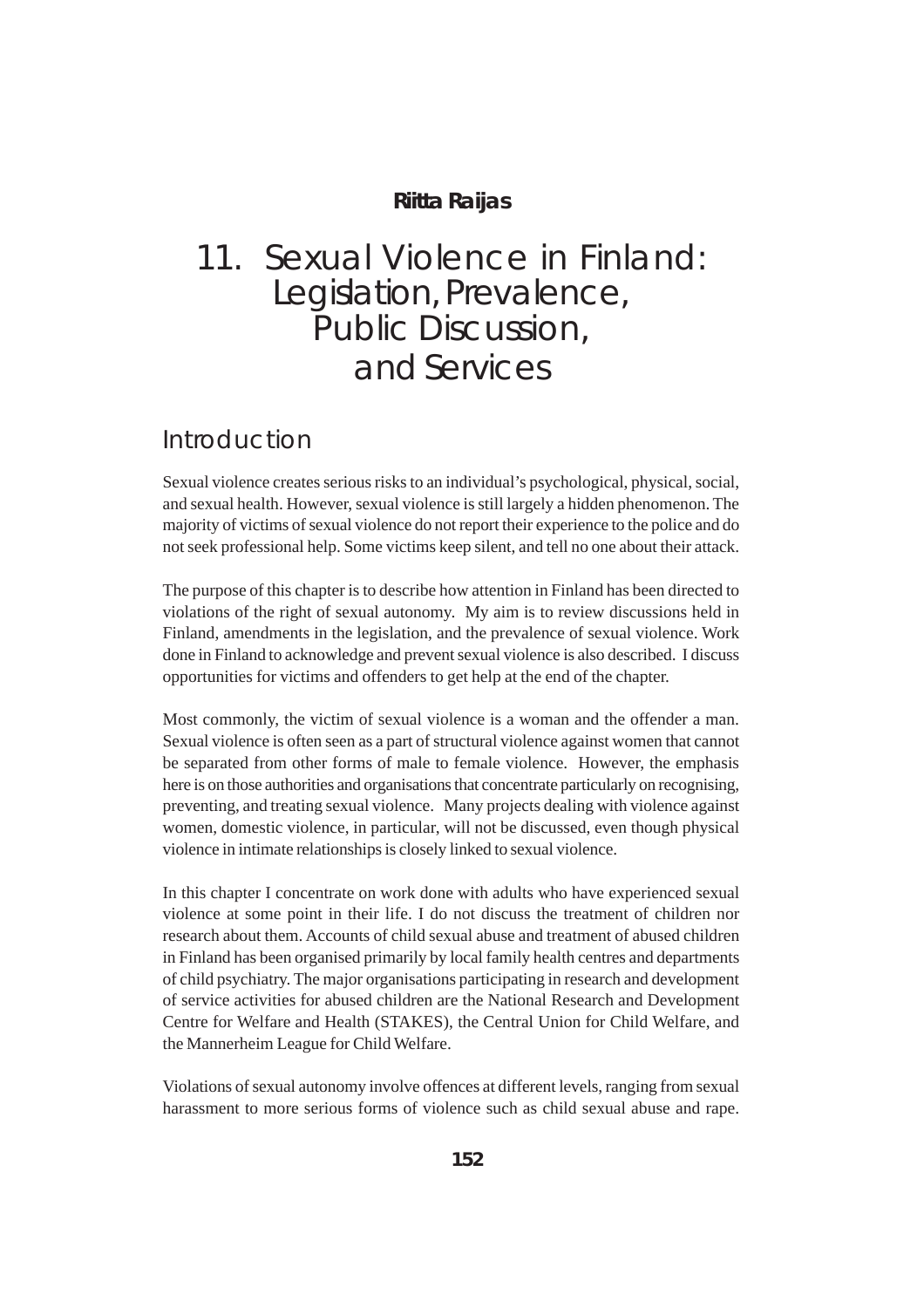**Riitta Raijas**

# 11. Sexual Violence in Finland: Legislation, Prevalence, Public Discussion, and Services

## Introduction

Sexual violence creates serious risks to an individual's psychological, physical, social, and sexual health. However, sexual violence is still largely a hidden phenomenon. The majority of victims of sexual violence do not report their experience to the police and do not seek professional help. Some victims keep silent, and tell no one about their attack.

The purpose of this chapter is to describe how attention in Finland has been directed to violations of the right of sexual autonomy. My aim is to review discussions held in Finland, amendments in the legislation, and the prevalence of sexual violence. Work done in Finland to acknowledge and prevent sexual violence is also described. I discuss opportunities for victims and offenders to get help at the end of the chapter.

Most commonly, the victim of sexual violence is a woman and the offender a man. Sexual violence is often seen as a part of structural violence against women that cannot be separated from other forms of male to female violence. However, the emphasis here is on those authorities and organisations that concentrate particularly on recognising, preventing, and treating sexual violence. Many projects dealing with violence against women, domestic violence, in particular, will not be discussed, even though physical violence in intimate relationships is closely linked to sexual violence.

In this chapter I concentrate on work done with adults who have experienced sexual violence at some point in their life. I do not discuss the treatment of children nor research about them. Accounts of child sexual abuse and treatment of abused children in Finland has been organised primarily by local family health centres and departments of child psychiatry. The major organisations participating in research and development of service activities for abused children are the National Research and Development Centre for Welfare and Health (STAKES), the Central Union for Child Welfare, and the Mannerheim League for Child Welfare.

Violations of sexual autonomy involve offences at different levels, ranging from sexual harassment to more serious forms of violence such as child sexual abuse and rape.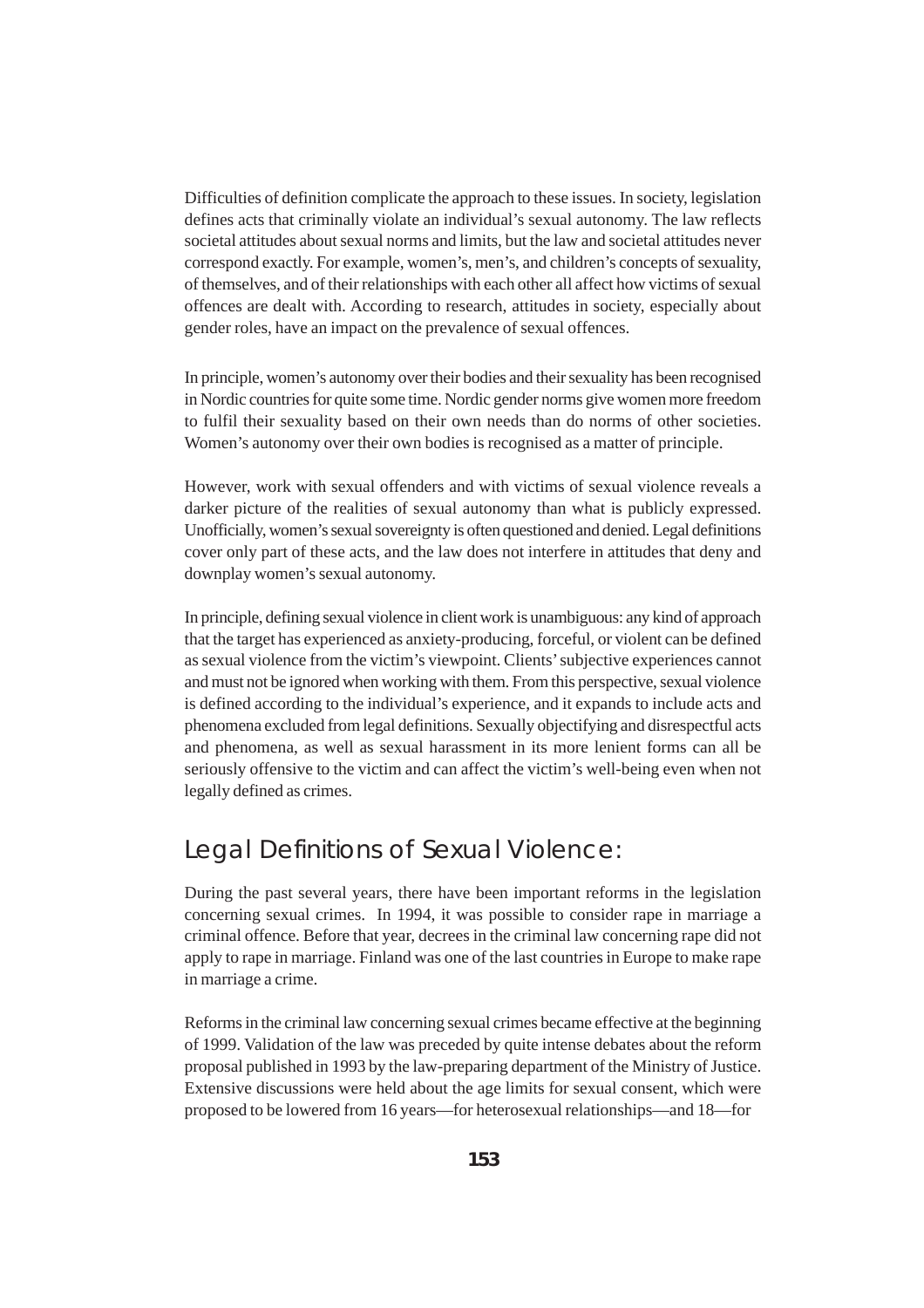Difficulties of definition complicate the approach to these issues. In society, legislation defines acts that criminally violate an individual's sexual autonomy. The law reflects societal attitudes about sexual norms and limits, but the law and societal attitudes never correspond exactly. For example, women's, men's, and children's concepts of sexuality, of themselves, and of their relationships with each other all affect how victims of sexual offences are dealt with. According to research, attitudes in society, especially about gender roles, have an impact on the prevalence of sexual offences.

In principle, women's autonomy over their bodies and their sexuality has been recognised in Nordic countries for quite some time. Nordic gender norms give women more freedom to fulfil their sexuality based on their own needs than do norms of other societies. Women's autonomy over their own bodies is recognised as a matter of principle.

However, work with sexual offenders and with victims of sexual violence reveals a darker picture of the realities of sexual autonomy than what is publicly expressed. Unofficially, women's sexual sovereignty is often questioned and denied. Legal definitions cover only part of these acts, and the law does not interfere in attitudes that deny and downplay women's sexual autonomy.

In principle, defining sexual violence in client work is unambiguous: any kind of approach that the target has experienced as anxiety-producing, forceful, or violent can be defined as sexual violence from the victim's viewpoint. Clients' subjective experiences cannot and must not be ignored when working with them. From this perspective, sexual violence is defined according to the individual's experience, and it expands to include acts and phenomena excluded from legal definitions. Sexually objectifying and disrespectful acts and phenomena, as well as sexual harassment in its more lenient forms can all be seriously offensive to the victim and can affect the victim's well-being even when not legally defined as crimes.

## Legal Definitions of Sexual Violence:

During the past several years, there have been important reforms in the legislation concerning sexual crimes. In 1994, it was possible to consider rape in marriage a criminal offence. Before that year, decrees in the criminal law concerning rape did not apply to rape in marriage. Finland was one of the last countries in Europe to make rape in marriage a crime.

Reforms in the criminal law concerning sexual crimes became effective at the beginning of 1999. Validation of the law was preceded by quite intense debates about the reform proposal published in 1993 by the law-preparing department of the Ministry of Justice. Extensive discussions were held about the age limits for sexual consent, which were proposed to be lowered from 16 years—for heterosexual relationships—and 18—for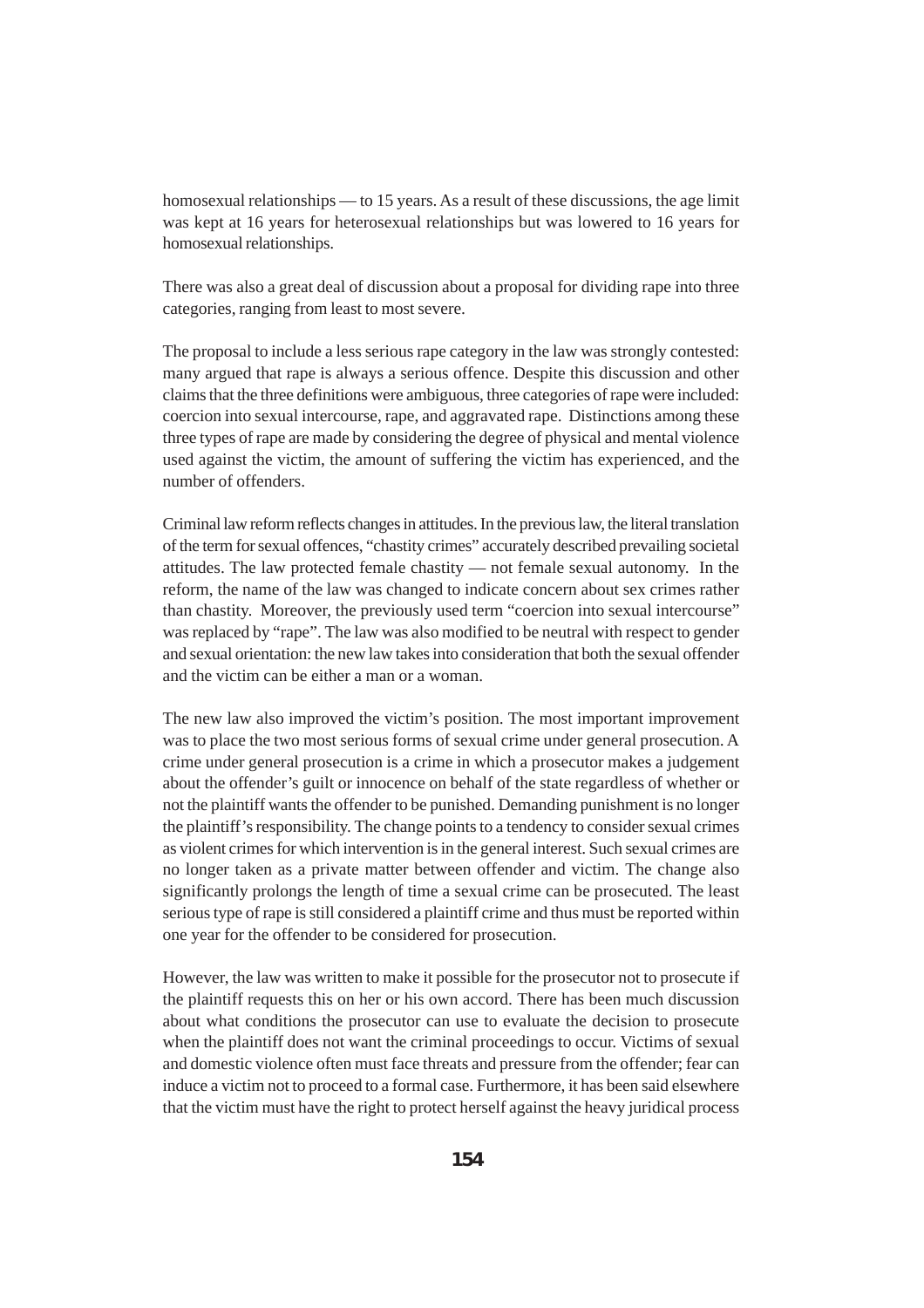homosexual relationships — to 15 years. As a result of these discussions, the age limit was kept at 16 years for heterosexual relationships but was lowered to 16 years for homosexual relationships.

There was also a great deal of discussion about a proposal for dividing rape into three categories, ranging from least to most severe.

The proposal to include a less serious rape category in the law was strongly contested: many argued that rape is always a serious offence. Despite this discussion and other claims that the three definitions were ambiguous, three categories of rape were included: coercion into sexual intercourse, rape, and aggravated rape. Distinctions among these three types of rape are made by considering the degree of physical and mental violence used against the victim, the amount of suffering the victim has experienced, and the number of offenders.

Criminal law reform reflects changes in attitudes. In the previous law, the literal translation of the term for sexual offences, "chastity crimes" accurately described prevailing societal attitudes. The law protected female chastity — not female sexual autonomy. In the reform, the name of the law was changed to indicate concern about sex crimes rather than chastity. Moreover, the previously used term "coercion into sexual intercourse" was replaced by "rape". The law was also modified to be neutral with respect to gender and sexual orientation: the new law takes into consideration that both the sexual offender and the victim can be either a man or a woman.

The new law also improved the victim's position. The most important improvement was to place the two most serious forms of sexual crime under general prosecution. A crime under general prosecution is a crime in which a prosecutor makes a judgement about the offender's guilt or innocence on behalf of the state regardless of whether or not the plaintiff wants the offender to be punished. Demanding punishment is no longer the plaintiff's responsibility. The change points to a tendency to consider sexual crimes as violent crimes for which intervention is in the general interest. Such sexual crimes are no longer taken as a private matter between offender and victim. The change also significantly prolongs the length of time a sexual crime can be prosecuted. The least serious type of rape is still considered a plaintiff crime and thus must be reported within one year for the offender to be considered for prosecution.

However, the law was written to make it possible for the prosecutor not to prosecute if the plaintiff requests this on her or his own accord. There has been much discussion about what conditions the prosecutor can use to evaluate the decision to prosecute when the plaintiff does not want the criminal proceedings to occur. Victims of sexual and domestic violence often must face threats and pressure from the offender; fear can induce a victim not to proceed to a formal case. Furthermore, it has been said elsewhere that the victim must have the right to protect herself against the heavy juridical process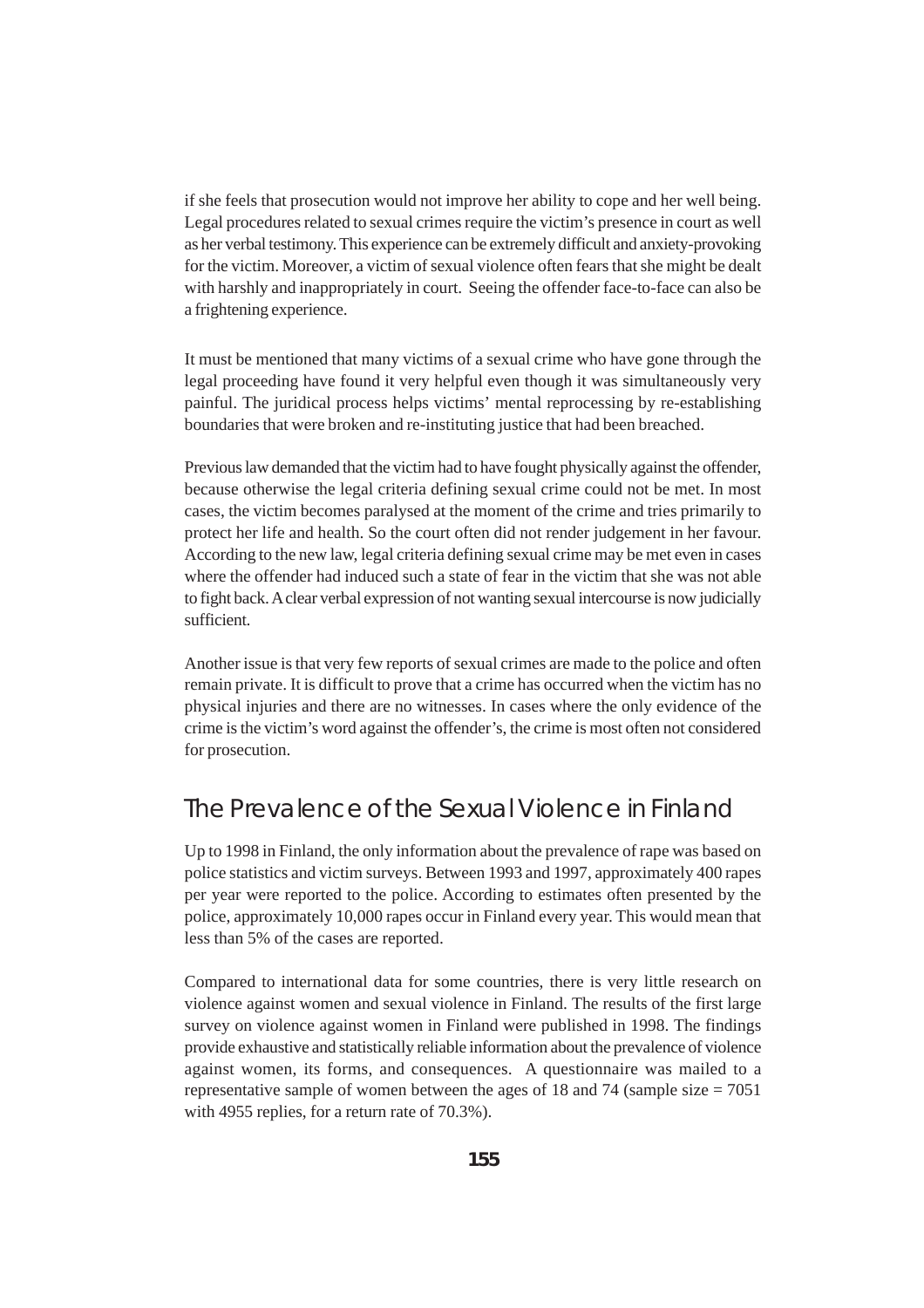if she feels that prosecution would not improve her ability to cope and her well being. Legal procedures related to sexual crimes require the victim's presence in court as well as her verbal testimony. This experience can be extremely difficult and anxiety-provoking for the victim. Moreover, a victim of sexual violence often fears that she might be dealt with harshly and inappropriately in court. Seeing the offender face-to-face can also be a frightening experience.

It must be mentioned that many victims of a sexual crime who have gone through the legal proceeding have found it very helpful even though it was simultaneously very painful. The juridical process helps victims' mental reprocessing by re-establishing boundaries that were broken and re-instituting justice that had been breached.

Previous law demanded that the victim had to have fought physically against the offender, because otherwise the legal criteria defining sexual crime could not be met. In most cases, the victim becomes paralysed at the moment of the crime and tries primarily to protect her life and health. So the court often did not render judgement in her favour. According to the new law, legal criteria defining sexual crime may be met even in cases where the offender had induced such a state of fear in the victim that she was not able to fight back. A clear verbal expression of not wanting sexual intercourse is now judicially sufficient.

Another issue is that very few reports of sexual crimes are made to the police and often remain private. It is difficult to prove that a crime has occurred when the victim has no physical injuries and there are no witnesses. In cases where the only evidence of the crime is the victim's word against the offender's, the crime is most often not considered for prosecution.

## The Prevalence of the Sexual Violence in Finland

Up to 1998 in Finland, the only information about the prevalence of rape was based on police statistics and victim surveys. Between 1993 and 1997, approximately 400 rapes per year were reported to the police. According to estimates often presented by the police, approximately 10,000 rapes occur in Finland every year. This would mean that less than 5% of the cases are reported.

Compared to international data for some countries, there is very little research on violence against women and sexual violence in Finland. The results of the first large survey on violence against women in Finland were published in 1998. The findings provide exhaustive and statistically reliable information about the prevalence of violence against women, its forms, and consequences. A questionnaire was mailed to a representative sample of women between the ages of 18 and 74 (sample size = 7051 with 4955 replies, for a return rate of 70.3%).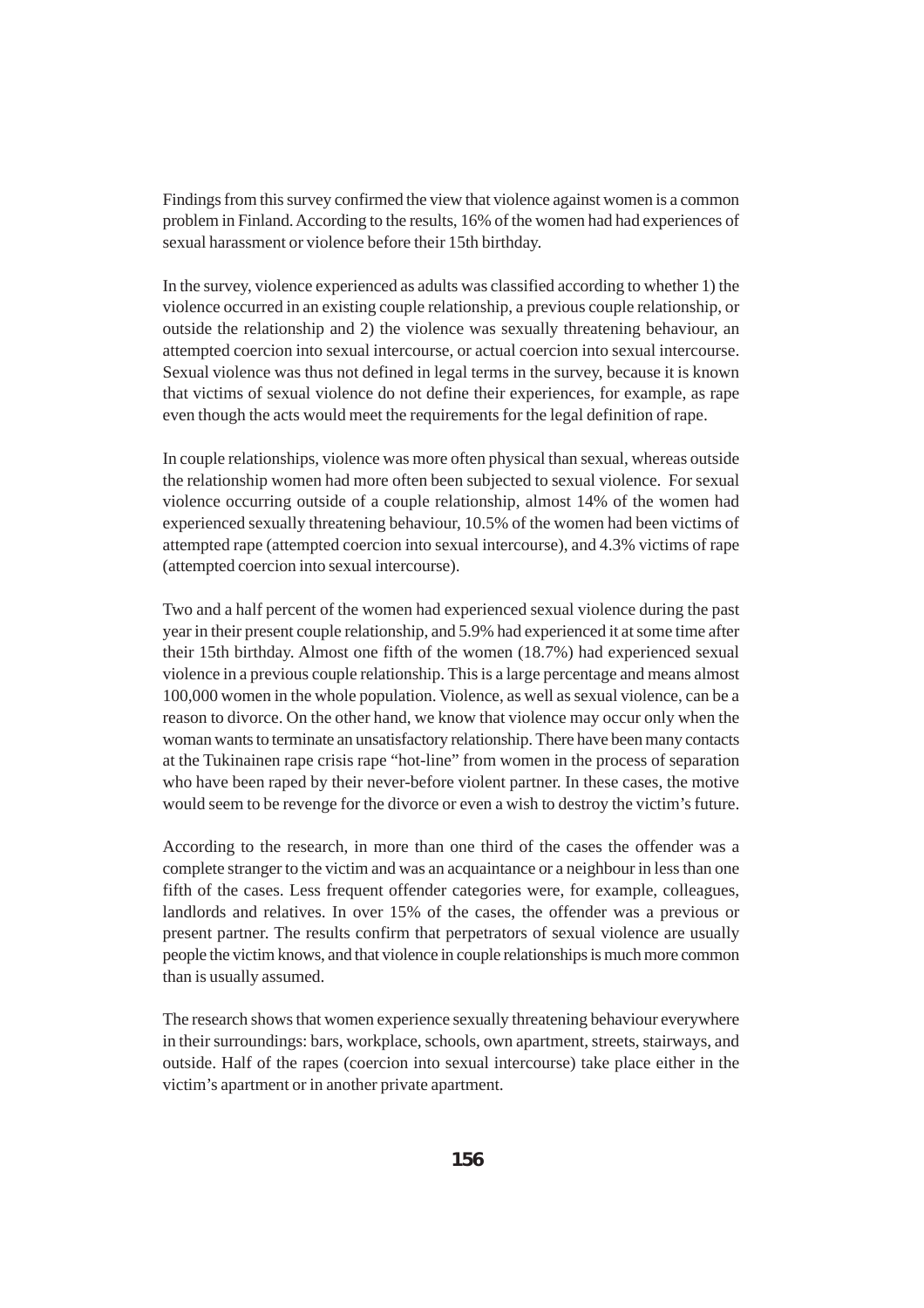Findings from this survey confirmed the view that violence against women is a common problem in Finland. According to the results, 16% of the women had had experiences of sexual harassment or violence before their 15th birthday.

In the survey, violence experienced as adults was classified according to whether 1) the violence occurred in an existing couple relationship, a previous couple relationship, or outside the relationship and 2) the violence was sexually threatening behaviour, an attempted coercion into sexual intercourse, or actual coercion into sexual intercourse. Sexual violence was thus not defined in legal terms in the survey, because it is known that victims of sexual violence do not define their experiences, for example, as rape even though the acts would meet the requirements for the legal definition of rape.

In couple relationships, violence was more often physical than sexual, whereas outside the relationship women had more often been subjected to sexual violence. For sexual violence occurring outside of a couple relationship, almost 14% of the women had experienced sexually threatening behaviour, 10.5% of the women had been victims of attempted rape (attempted coercion into sexual intercourse), and 4.3% victims of rape (attempted coercion into sexual intercourse).

Two and a half percent of the women had experienced sexual violence during the past year in their present couple relationship, and 5.9% had experienced it at some time after their 15th birthday. Almost one fifth of the women (18.7%) had experienced sexual violence in a previous couple relationship. This is a large percentage and means almost 100,000 women in the whole population. Violence, as well as sexual violence, can be a reason to divorce. On the other hand, we know that violence may occur only when the woman wants to terminate an unsatisfactory relationship. There have been many contacts at the Tukinainen rape crisis rape "hot-line" from women in the process of separation who have been raped by their never-before violent partner. In these cases, the motive would seem to be revenge for the divorce or even a wish to destroy the victim's future.

According to the research, in more than one third of the cases the offender was a complete stranger to the victim and was an acquaintance or a neighbour in less than one fifth of the cases. Less frequent offender categories were, for example, colleagues, landlords and relatives. In over 15% of the cases, the offender was a previous or present partner. The results confirm that perpetrators of sexual violence are usually people the victim knows, and that violence in couple relationships is much more common than is usually assumed.

The research shows that women experience sexually threatening behaviour everywhere in their surroundings: bars, workplace, schools, own apartment, streets, stairways, and outside. Half of the rapes (coercion into sexual intercourse) take place either in the victim's apartment or in another private apartment.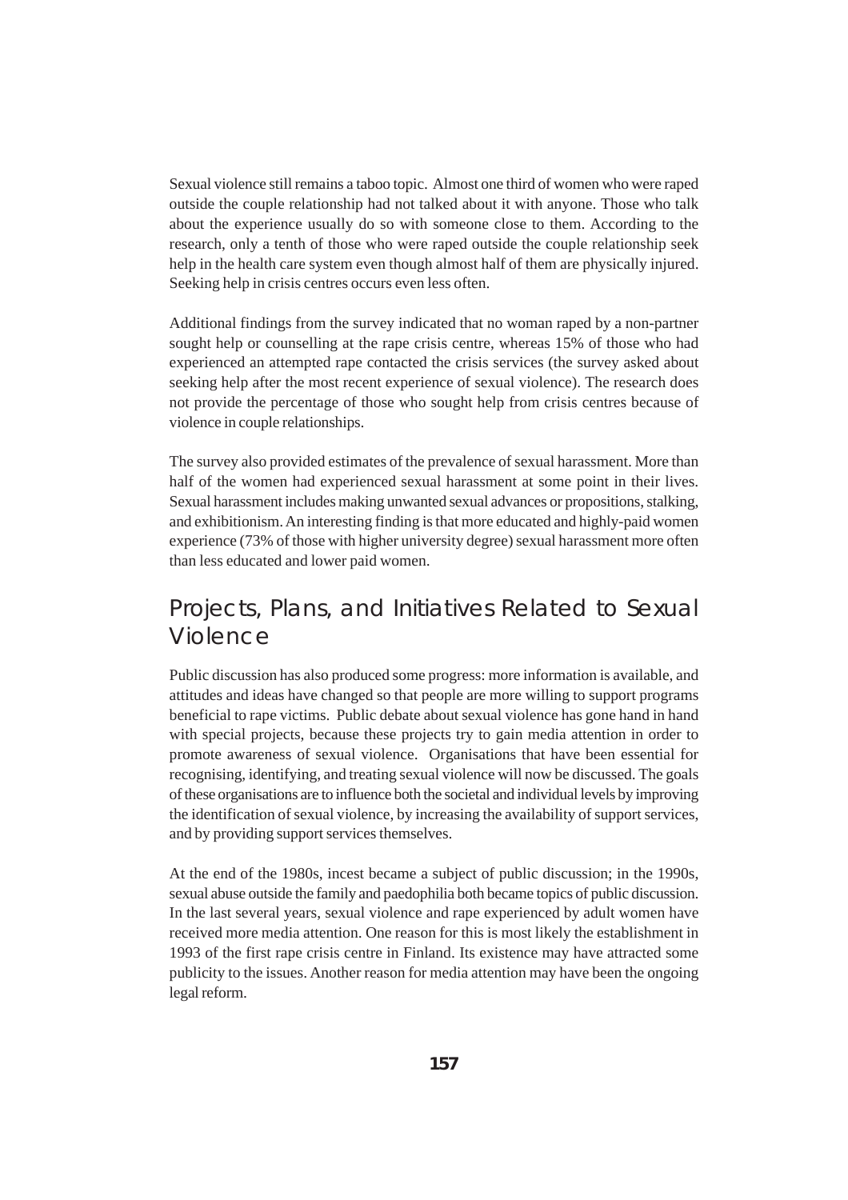Sexual violence still remains a taboo topic.  Almost one third of women who were raped outside the couple relationship had not talked about it with anyone. Those who talk about the experience usually do so with someone close to them. According to the research, only a tenth of those who were raped outside the couple relationship seek help in the health care system even though almost half of them are physically injured. Seeking help in crisis centres occurs even less often.

Additional findings from the survey indicated that no woman raped by a non-partner sought help or counselling at the rape crisis centre, whereas 15% of those who had experienced an attempted rape contacted the crisis services (the survey asked about seeking help after the most recent experience of sexual violence). The research does not provide the percentage of those who sought help from crisis centres because of violence in couple relationships.

The survey also provided estimates of the prevalence of sexual harassment. More than half of the women had experienced sexual harassment at some point in their lives. Sexual harassment includes making unwanted sexual advances or propositions, stalking, and exhibitionism. An interesting finding is that more educated and highly-paid women experience (73% of those with higher university degree) sexual harassment more often than less educated and lower paid women.

## Projects, Plans, and Initiatives Related to Sexual Violence

Public discussion has also produced some progress: more information is available, and attitudes and ideas have changed so that people are more willing to support programs beneficial to rape victims.  Public debate about sexual violence has gone hand in hand with special projects, because these projects try to gain media attention in order to promote awareness of sexual violence.  Organisations that have been essential for recognising, identifying, and treating sexual violence will now be discussed. The goals of these organisations are to influence both the societal and individual levels by improving the identification of sexual violence, by increasing the availability of support services, and by providing support services themselves.

At the end of the 1980s, incest became a subject of public discussion; in the 1990s, sexual abuse outside the family and paedophilia both became topics of public discussion. In the last several years, sexual violence and rape experienced by adult women have received more media attention. One reason for this is most likely the establishment in 1993 of the first rape crisis centre in Finland. Its existence may have attracted some publicity to the issues. Another reason for media attention may have been the ongoing legal reform.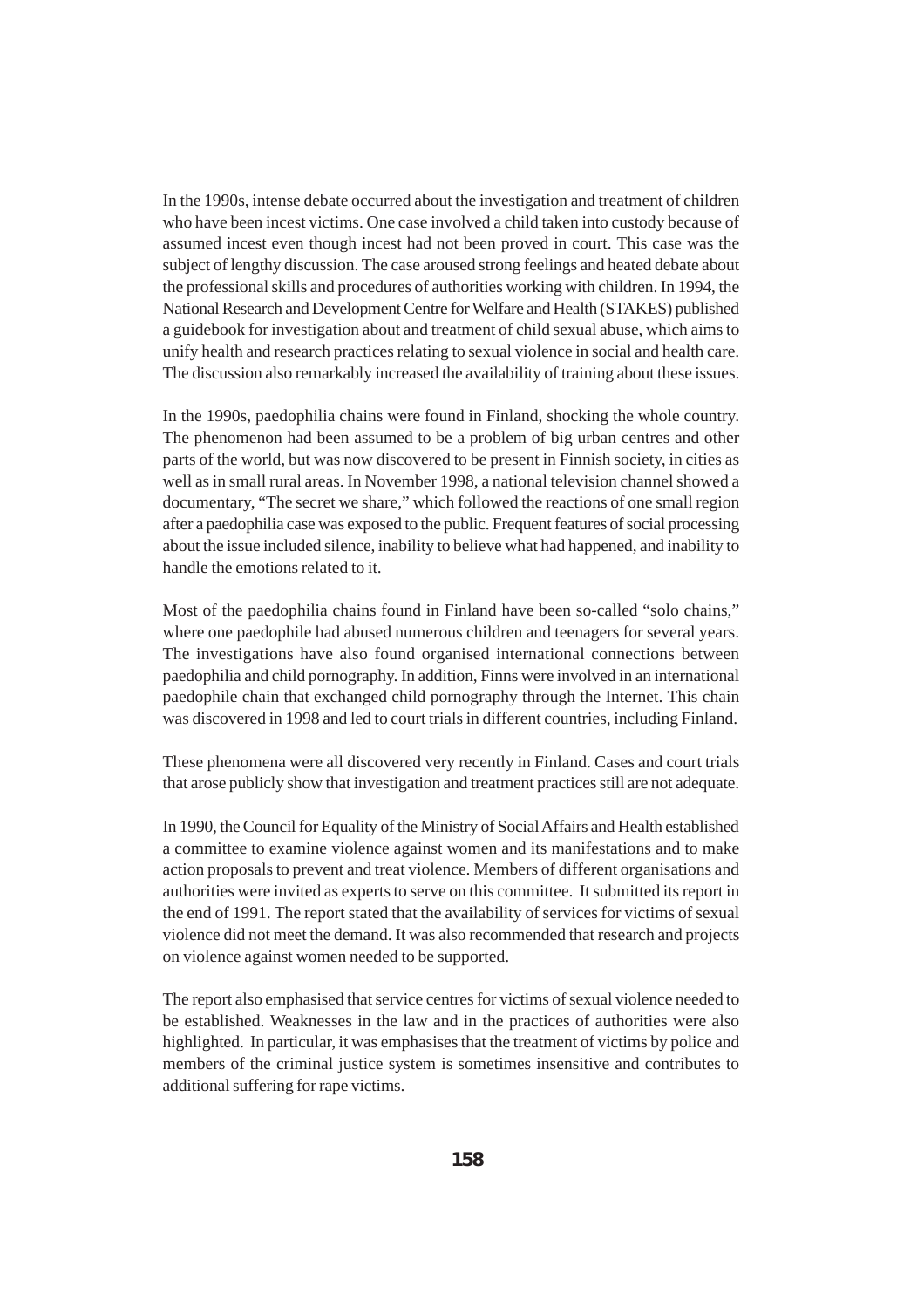In the 1990s, intense debate occurred about the investigation and treatment of children who have been incest victims. One case involved a child taken into custody because of assumed incest even though incest had not been proved in court. This case was the subject of lengthy discussion. The case aroused strong feelings and heated debate about the professional skills and procedures of authorities working with children. In 1994, the National Research and Development Centre for Welfare and Health (STAKES) published a guidebook for investigation about and treatment of child sexual abuse, which aims to unify health and research practices relating to sexual violence in social and health care. The discussion also remarkably increased the availability of training about these issues.

In the 1990s, paedophilia chains were found in Finland, shocking the whole country. The phenomenon had been assumed to be a problem of big urban centres and other parts of the world, but was now discovered to be present in Finnish society, in cities as well as in small rural areas. In November 1998, a national television channel showed a documentary, "The secret we share," which followed the reactions of one small region after a paedophilia case was exposed to the public. Frequent features of social processing about the issue included silence, inability to believe what had happened, and inability to handle the emotions related to it.

Most of the paedophilia chains found in Finland have been so-called "solo chains," where one paedophile had abused numerous children and teenagers for several years. The investigations have also found organised international connections between paedophilia and child pornography. In addition, Finns were involved in an international paedophile chain that exchanged child pornography through the Internet. This chain was discovered in 1998 and led to court trials in different countries, including Finland.

These phenomena were all discovered very recently in Finland. Cases and court trials that arose publicly show that investigation and treatment practices still are not adequate.

In 1990, the Council for Equality of the Ministry of Social Affairs and Health established a committee to examine violence against women and its manifestations and to make action proposals to prevent and treat violence. Members of different organisations and authorities were invited as experts to serve on this committee. It submitted its report in the end of 1991. The report stated that the availability of services for victims of sexual violence did not meet the demand. It was also recommended that research and projects on violence against women needed to be supported.

The report also emphasised that service centres for victims of sexual violence needed to be established. Weaknesses in the law and in the practices of authorities were also highlighted. In particular, it was emphasises that the treatment of victims by police and members of the criminal justice system is sometimes insensitive and contributes to additional suffering for rape victims.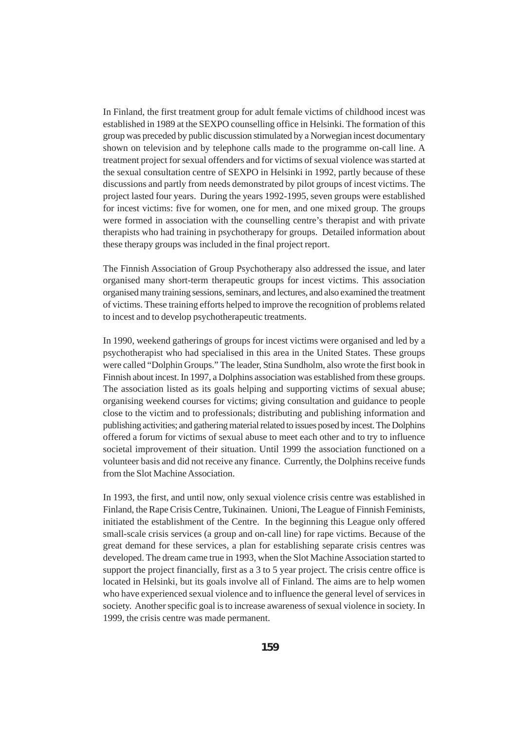In Finland, the first treatment group for adult female victims of childhood incest was established in 1989 at the SEXPO counselling office in Helsinki. The formation of this group was preceded by public discussion stimulated by a Norwegian incest documentary shown on television and by telephone calls made to the programme on-call line. A treatment project for sexual offenders and for victims of sexual violence was started at the sexual consultation centre of SEXPO in Helsinki in 1992, partly because of these discussions and partly from needs demonstrated by pilot groups of incest victims. The project lasted four years. During the years 1992-1995, seven groups were established for incest victims: five for women, one for men, and one mixed group. The groups were formed in association with the counselling centre's therapist and with private therapists who had training in psychotherapy for groups. Detailed information about these therapy groups was included in the final project report.

The Finnish Association of Group Psychotherapy also addressed the issue, and later organised many short-term therapeutic groups for incest victims. This association organised many training sessions, seminars, and lectures, and also examined the treatment of victims. These training efforts helped to improve the recognition of problems related to incest and to develop psychotherapeutic treatments.

In 1990, weekend gatherings of groups for incest victims were organised and led by a psychotherapist who had specialised in this area in the United States. These groups were called "Dolphin Groups." The leader, Stina Sundholm, also wrote the first book in Finnish about incest. In 1997, a Dolphins association was established from these groups. The association listed as its goals helping and supporting victims of sexual abuse; organising weekend courses for victims; giving consultation and guidance to people close to the victim and to professionals; distributing and publishing information and publishing activities; and gathering material related to issues posed by incest. The Dolphins offered a forum for victims of sexual abuse to meet each other and to try to influence societal improvement of their situation. Until 1999 the association functioned on a volunteer basis and did not receive any finance. Currently, the Dolphins receive funds from the Slot Machine Association.

In 1993, the first, and until now, only sexual violence crisis centre was established in Finland, the Rape Crisis Centre, Tukinainen. Unioni, The League of Finnish Feminists, initiated the establishment of the Centre. In the beginning this League only offered small-scale crisis services (a group and on-call line) for rape victims. Because of the great demand for these services, a plan for establishing separate crisis centres was developed. The dream came true in 1993, when the Slot Machine Association started to support the project financially, first as a 3 to 5 year project. The crisis centre office is located in Helsinki, but its goals involve all of Finland. The aims are to help women who have experienced sexual violence and to influence the general level of services in society. Another specific goal is to increase awareness of sexual violence in society. In 1999, the crisis centre was made permanent.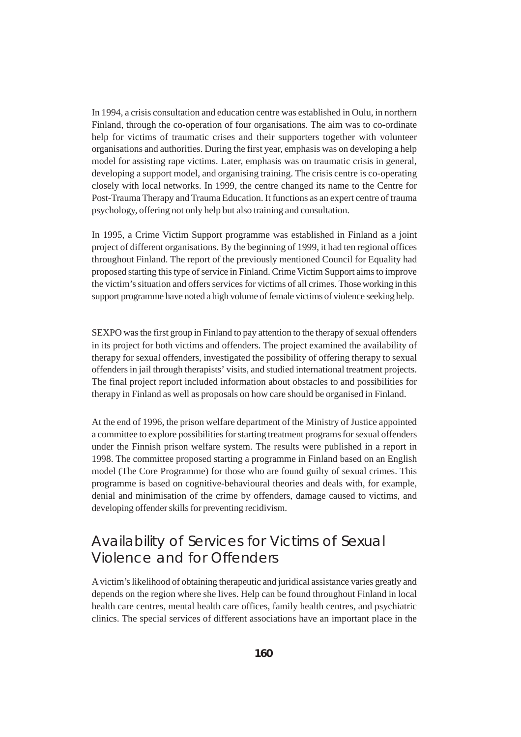In 1994, a crisis consultation and education centre was established in Oulu, in northern Finland, through the co-operation of four organisations. The aim was to co-ordinate help for victims of traumatic crises and their supporters together with volunteer organisations and authorities. During the first year, emphasis was on developing a help model for assisting rape victims. Later, emphasis was on traumatic crisis in general, developing a support model, and organising training. The crisis centre is co-operating closely with local networks. In 1999, the centre changed its name to the Centre for Post-Trauma Therapy and Trauma Education. It functions as an expert centre of trauma psychology, offering not only help but also training and consultation.

In 1995, a Crime Victim Support programme was established in Finland as a joint project of different organisations. By the beginning of 1999, it had ten regional offices throughout Finland. The report of the previously mentioned Council for Equality had proposed starting this type of service in Finland. Crime Victim Support aims to improve the victim's situation and offers services for victims of all crimes. Those working in this support programme have noted a high volume of female victims of violence seeking help.

SEXPO was the first group in Finland to pay attention to the therapy of sexual offenders in its project for both victims and offenders. The project examined the availability of therapy for sexual offenders, investigated the possibility of offering therapy to sexual offenders in jail through therapists' visits, and studied international treatment projects. The final project report included information about obstacles to and possibilities for therapy in Finland as well as proposals on how care should be organised in Finland.

At the end of 1996, the prison welfare department of the Ministry of Justice appointed a committee to explore possibilities for starting treatment programs for sexual offenders under the Finnish prison welfare system. The results were published in a report in 1998. The committee proposed starting a programme in Finland based on an English model (The Core Programme) for those who are found guilty of sexual crimes. This programme is based on cognitive-behavioural theories and deals with, for example, denial and minimisation of the crime by offenders, damage caused to victims, and developing offender skills for preventing recidivism.

## Availability of Services for Victims of Sexual Violence and for Offenders

A victim's likelihood of obtaining therapeutic and juridical assistance varies greatly and depends on the region where she lives. Help can be found throughout Finland in local health care centres, mental health care offices, family health centres, and psychiatric clinics. The special services of different associations have an important place in the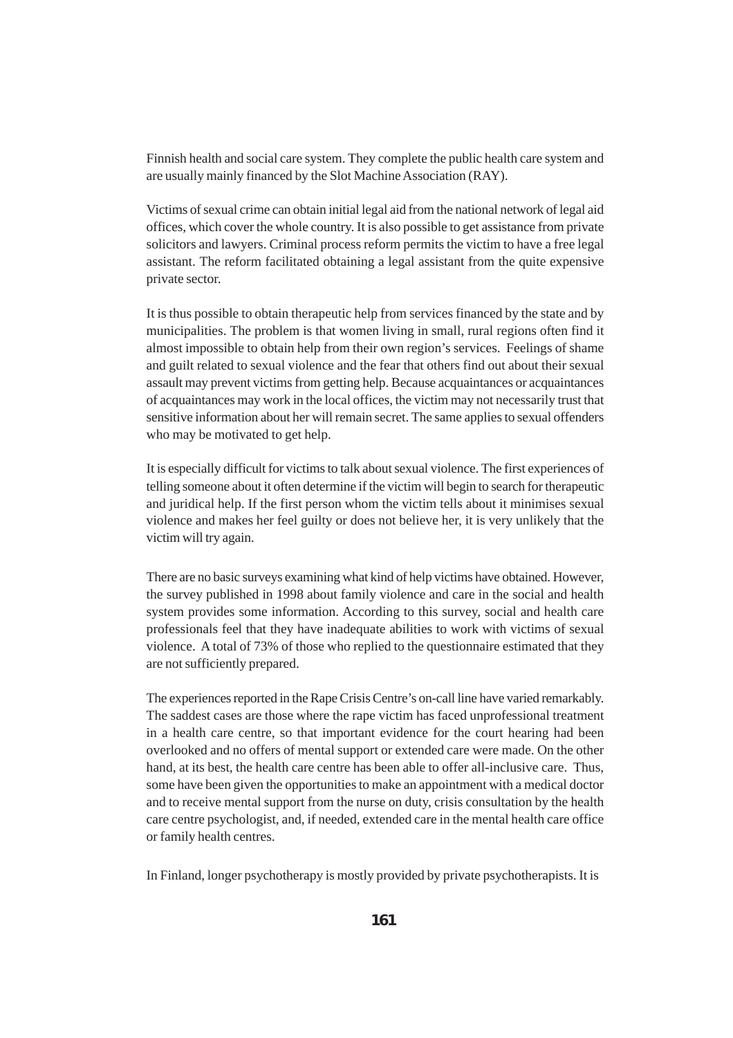Finnish health and social care system. They complete the public health care system and are usually mainly financed by the Slot Machine Association (RAY).

Victims of sexual crime can obtain initial legal aid from the national network of legal aid offices, which cover the whole country. It is also possible to get assistance from private solicitors and lawyers. Criminal process reform permits the victim to have a free legal assistant. The reform facilitated obtaining a legal assistant from the quite expensive private sector.

It is thus possible to obtain therapeutic help from services financed by the state and by municipalities. The problem is that women living in small, rural regions often find it almost impossible to obtain help from their own region's services. Feelings of shame and guilt related to sexual violence and the fear that others find out about their sexual assault may prevent victims from getting help. Because acquaintances or acquaintances of acquaintances may work in the local offices, the victim may not necessarily trust that sensitive information about her will remain secret. The same applies to sexual offenders who may be motivated to get help.

It is especially difficult for victims to talk about sexual violence. The first experiences of telling someone about it often determine if the victim will begin to search for therapeutic and juridical help. If the first person whom the victim tells about it minimises sexual violence and makes her feel guilty or does not believe her, it is very unlikely that the victim will try again.

There are no basic surveys examining what kind of help victims have obtained. However, the survey published in 1998 about family violence and care in the social and health system provides some information. According to this survey, social and health care professionals feel that they have inadequate abilities to work with victims of sexual violence. A total of 73% of those who replied to the questionnaire estimated that they are not sufficiently prepared.

The experiences reported in the Rape Crisis Centre's on-call line have varied remarkably. The saddest cases are those where the rape victim has faced unprofessional treatment in a health care centre, so that important evidence for the court hearing had been overlooked and no offers of mental support or extended care were made. On the other hand, at its best, the health care centre has been able to offer all-inclusive care. Thus, some have been given the opportunities to make an appointment with a medical doctor and to receive mental support from the nurse on duty, crisis consultation by the health care centre psychologist, and, if needed, extended care in the mental health care office or family health centres.

In Finland, longer psychotherapy is mostly provided by private psychotherapists. It is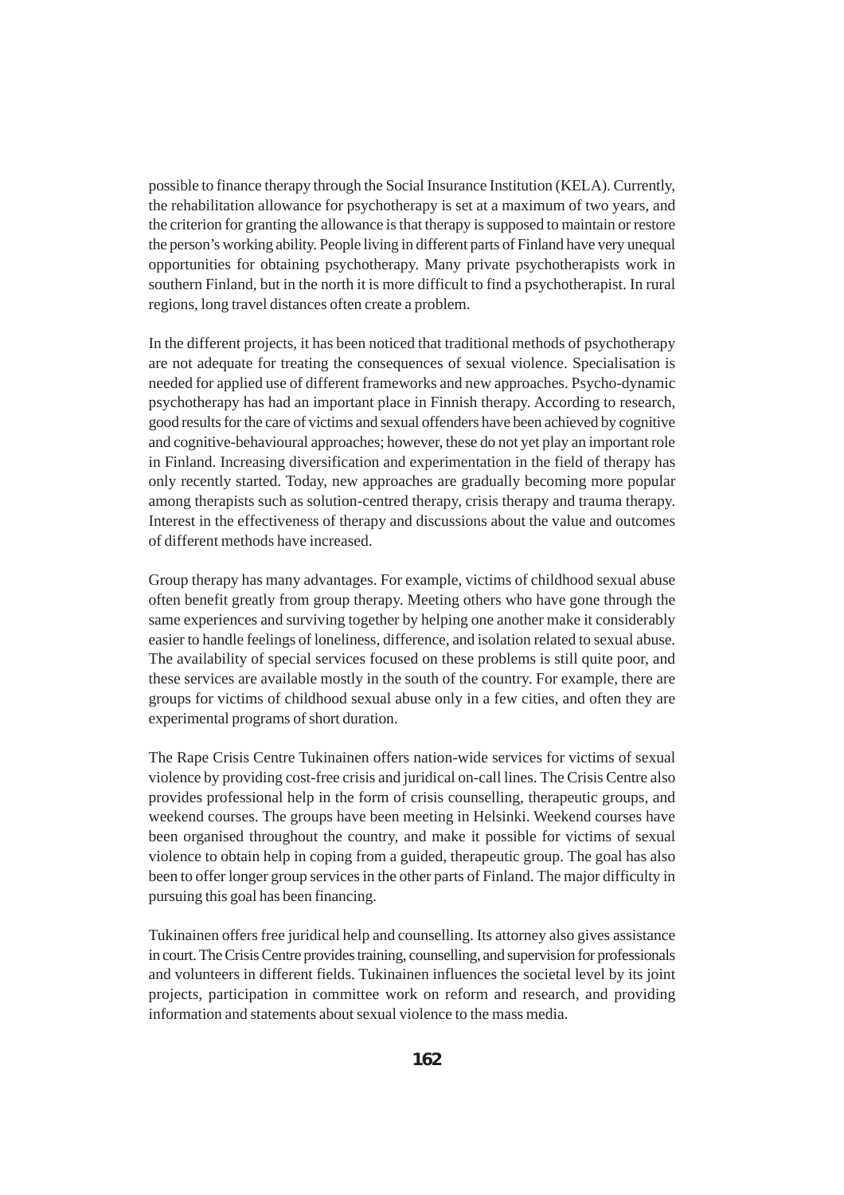possible to finance therapy through the Social Insurance Institution (KELA). Currently, the rehabilitation allowance for psychotherapy is set at a maximum of two years, and the criterion for granting the allowance is that therapy is supposed to maintain or restore the person's working ability. People living in different parts of Finland have very unequal opportunities for obtaining psychotherapy. Many private psychotherapists work in southern Finland, but in the north it is more difficult to find a psychotherapist. In rural regions, long travel distances often create a problem.

In the different projects, it has been noticed that traditional methods of psychotherapy are not adequate for treating the consequences of sexual violence. Specialisation is needed for applied use of different frameworks and new approaches. Psycho-dynamic psychotherapy has had an important place in Finnish therapy. According to research, good results for the care of victims and sexual offenders have been achieved by cognitive and cognitive-behavioural approaches; however, these do not yet play an important role in Finland. Increasing diversification and experimentation in the field of therapy has only recently started. Today, new approaches are gradually becoming more popular among therapists such as solution-centred therapy, crisis therapy and trauma therapy. Interest in the effectiveness of therapy and discussions about the value and outcomes of different methods have increased.

Group therapy has many advantages. For example, victims of childhood sexual abuse often benefit greatly from group therapy. Meeting others who have gone through the same experiences and surviving together by helping one another make it considerably easier to handle feelings of loneliness, difference, and isolation related to sexual abuse. The availability of special services focused on these problems is still quite poor, and these services are available mostly in the south of the country. For example, there are groups for victims of childhood sexual abuse only in a few cities, and often they are experimental programs of short duration.

The Rape Crisis Centre Tukinainen offers nation-wide services for victims of sexual violence by providing cost-free crisis and juridical on-call lines. The Crisis Centre also provides professional help in the form of crisis counselling, therapeutic groups, and weekend courses. The groups have been meeting in Helsinki. Weekend courses have been organised throughout the country, and make it possible for victims of sexual violence to obtain help in coping from a guided, therapeutic group. The goal has also been to offer longer group services in the other parts of Finland. The major difficulty in pursuing this goal has been financing.

Tukinainen offers free juridical help and counselling. Its attorney also gives assistance in court. The Crisis Centre provides training, counselling, and supervision for professionals and volunteers in different fields. Tukinainen influences the societal level by its joint projects, participation in committee work on reform and research, and providing information and statements about sexual violence to the mass media.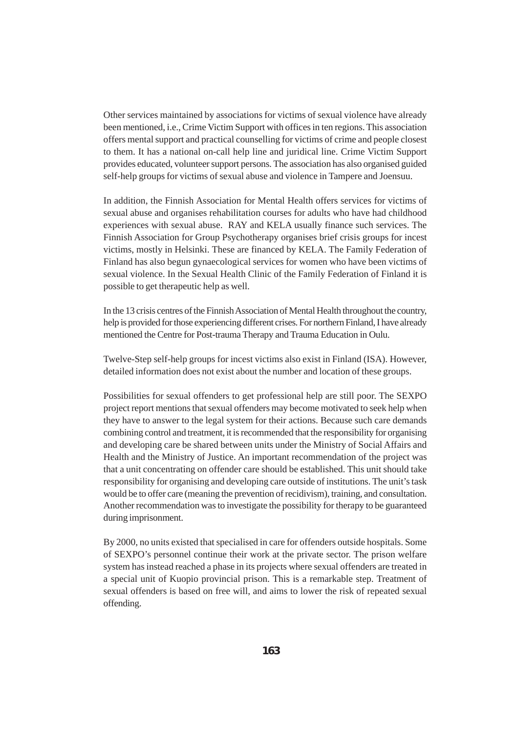Other services maintained by associations for victims of sexual violence have already been mentioned, i.e., Crime Victim Support with offices in ten regions. This association offers mental support and practical counselling for victims of crime and people closest to them. It has a national on-call help line and juridical line. Crime Victim Support provides educated, volunteer support persons. The association has also organised guided self-help groups for victims of sexual abuse and violence in Tampere and Joensuu.

In addition, the Finnish Association for Mental Health offers services for victims of sexual abuse and organises rehabilitation courses for adults who have had childhood experiences with sexual abuse. RAY and KELA usually finance such services. The Finnish Association for Group Psychotherapy organises brief crisis groups for incest victims, mostly in Helsinki. These are financed by KELA. The Family Federation of Finland has also begun gynaecological services for women who have been victims of sexual violence. In the Sexual Health Clinic of the Family Federation of Finland it is possible to get therapeutic help as well.

In the 13 crisis centres of the Finnish Association of Mental Health throughout the country, help is provided for those experiencing different crises. For northern Finland, I have already mentioned the Centre for Post-trauma Therapy and Trauma Education in Oulu.

Twelve-Step self-help groups for incest victims also exist in Finland (ISA). However, detailed information does not exist about the number and location of these groups.

Possibilities for sexual offenders to get professional help are still poor. The SEXPO project report mentions that sexual offenders may become motivated to seek help when they have to answer to the legal system for their actions. Because such care demands combining control and treatment, it is recommended that the responsibility for organising and developing care be shared between units under the Ministry of Social Affairs and Health and the Ministry of Justice. An important recommendation of the project was that a unit concentrating on offender care should be established. This unit should take responsibility for organising and developing care outside of institutions. The unit's task would be to offer care (meaning the prevention of recidivism), training, and consultation. Another recommendation was to investigate the possibility for therapy to be guaranteed during imprisonment.

By 2000, no units existed that specialised in care for offenders outside hospitals. Some of SEXPO's personnel continue their work at the private sector. The prison welfare system has instead reached a phase in its projects where sexual offenders are treated in a special unit of Kuopio provincial prison. This is a remarkable step. Treatment of sexual offenders is based on free will, and aims to lower the risk of repeated sexual offending.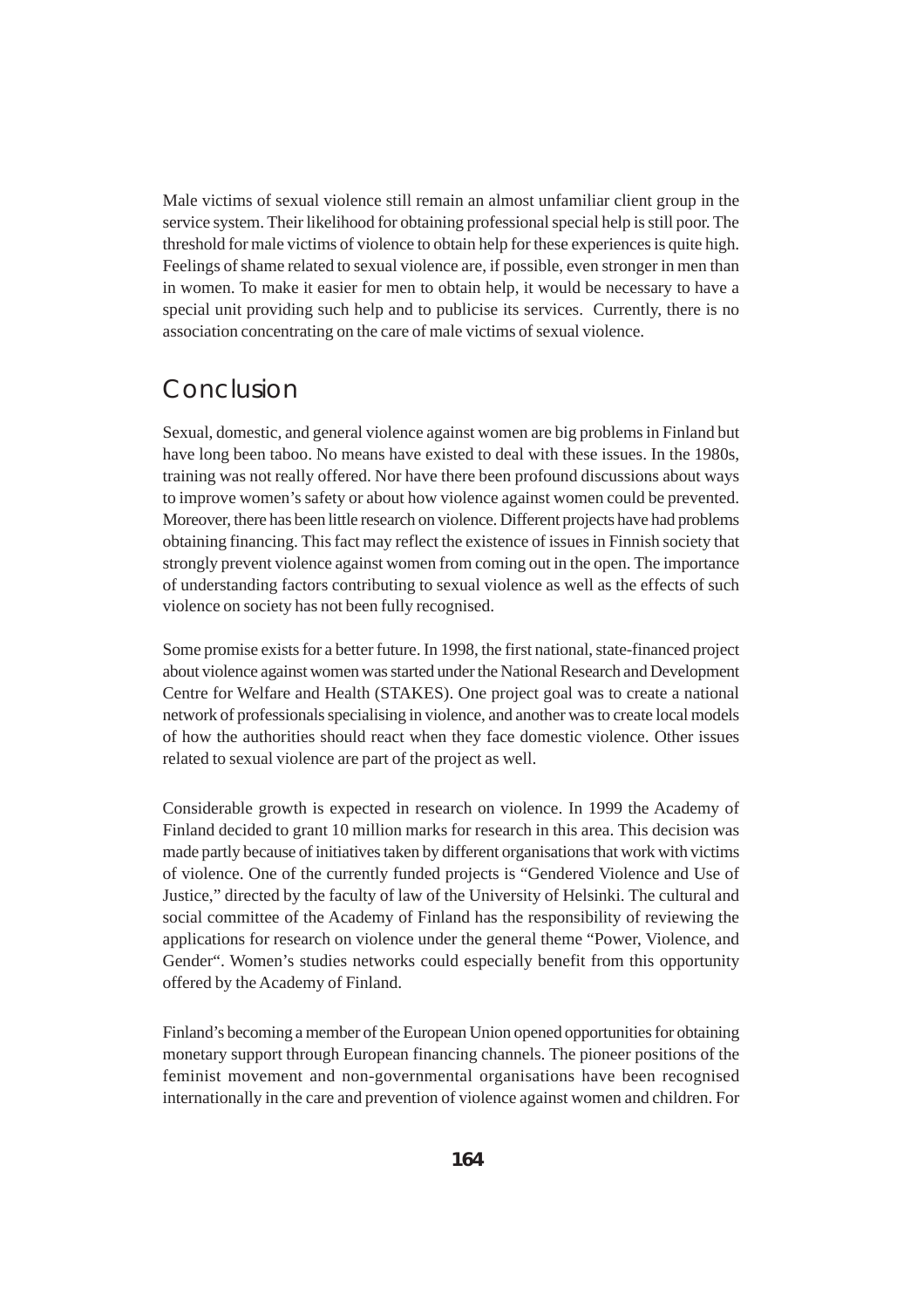Male victims of sexual violence still remain an almost unfamiliar client group in the service system. Their likelihood for obtaining professional special help is still poor. The threshold for male victims of violence to obtain help for these experiences is quite high. Feelings of shame related to sexual violence are, if possible, even stronger in men than in women. To make it easier for men to obtain help, it would be necessary to have a special unit providing such help and to publicise its services. Currently, there is no association concentrating on the care of male victims of sexual violence.

## Conclusion

Sexual, domestic, and general violence against women are big problems in Finland but have long been taboo. No means have existed to deal with these issues. In the 1980s, training was not really offered. Nor have there been profound discussions about ways to improve women's safety or about how violence against women could be prevented. Moreover, there has been little research on violence. Different projects have had problems obtaining financing. This fact may reflect the existence of issues in Finnish society that strongly prevent violence against women from coming out in the open. The importance of understanding factors contributing to sexual violence as well as the effects of such violence on society has not been fully recognised.

Some promise exists for a better future. In 1998, the first national, state-financed project about violence against women was started under the National Research and Development Centre for Welfare and Health (STAKES). One project goal was to create a national network of professionals specialising in violence, and another was to create local models of how the authorities should react when they face domestic violence. Other issues related to sexual violence are part of the project as well.

Considerable growth is expected in research on violence. In 1999 the Academy of Finland decided to grant 10 million marks for research in this area. This decision was made partly because of initiatives taken by different organisations that work with victims of violence. One of the currently funded projects is "Gendered Violence and Use of Justice," directed by the faculty of law of the University of Helsinki. The cultural and social committee of the Academy of Finland has the responsibility of reviewing the applications for research on violence under the general theme "Power, Violence, and Gender". Women's studies networks could especially benefit from this opportunity offered by the Academy of Finland.

Finland's becoming a member of the European Union opened opportunities for obtaining monetary support through European financing channels. The pioneer positions of the feminist movement and non-governmental organisations have been recognised internationally in the care and prevention of violence against women and children. For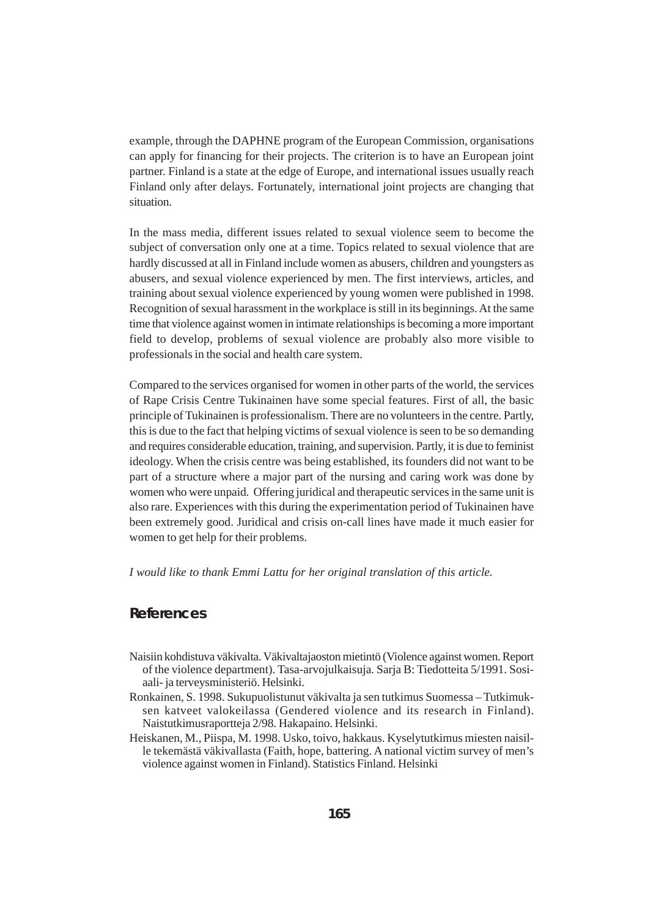example, through the DAPHNE program of the European Commission, organisations can apply for financing for their projects. The criterion is to have an European joint partner. Finland is a state at the edge of Europe, and international issues usually reach Finland only after delays. Fortunately, international joint projects are changing that situation.

In the mass media, different issues related to sexual violence seem to become the subject of conversation only one at a time. Topics related to sexual violence that are hardly discussed at all in Finland include women as abusers, children and youngsters as abusers, and sexual violence experienced by men. The first interviews, articles, and training about sexual violence experienced by young women were published in 1998. Recognition of sexual harassment in the workplace is still in its beginnings. At the same time that violence against women in intimate relationships is becoming a more important field to develop, problems of sexual violence are probably also more visible to professionals in the social and health care system.

Compared to the services organised for women in other parts of the world, the services of Rape Crisis Centre Tukinainen have some special features. First of all, the basic principle of Tukinainen is professionalism. There are no volunteers in the centre. Partly, this is due to the fact that helping victims of sexual violence is seen to be so demanding and requires considerable education, training, and supervision. Partly, it is due to feminist ideology. When the crisis centre was being established, its founders did not want to be part of a structure where a major part of the nursing and caring work was done by women who were unpaid. Offering juridical and therapeutic services in the same unit is also rare. Experiences with this during the experimentation period of Tukinainen have been extremely good. Juridical and crisis on-call lines have made it much easier for women to get help for their problems.

*I would like to thank Emmi Lattu for her original translation of this article.*

## References

Naisiin kohdistuva väkivalta. Väkivaltajaoston mietintö (Violence against women. Report of the violence department). Tasa-arvojulkaisuja. Sarja B: Tiedotteita 5/1991. Sosiaali- ja terveysministeriö. Helsinki.

Ronkainen, S. 1998. Sukupuolistunut väkivalta ja sen tutkimus Suomessa – Tutkimuksen katveet valokeilassa (Gendered violence and its research in Finland). Naistutkimusraportteja 2/98. Hakapaino. Helsinki.

Heiskanen, M., Piispa, M. 1998. Usko, toivo, hakkaus. Kyselytutkimus miesten naisille tekemästä väkivallasta (Faith, hope, battering. A national victim survey of men's violence against women in Finland). Statistics Finland. Helsinki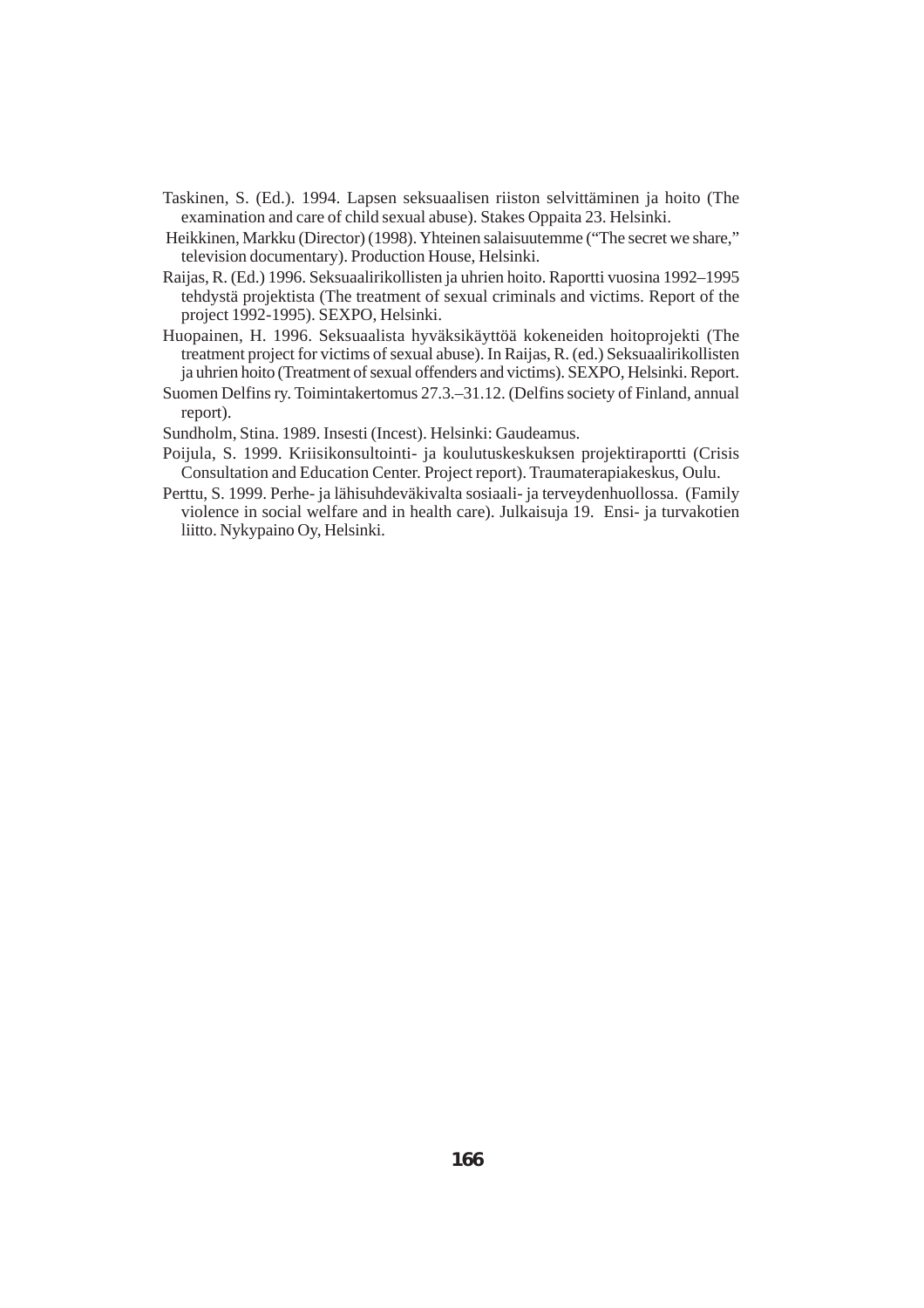Taskinen, S. (Ed.). 1994. Lapsen seksuaalisen riiston selvittäminen ja hoito (The examination and care of child sexual abuse). Stakes Oppaita 23. Helsinki.

Heikkinen, Markku (Director) (1998). Yhteinen salaisuutemme ("The secret we share," television documentary). Production House, Helsinki.

Raijas, R. (Ed.) 1996. Seksuaalirikollisten ja uhrien hoito. Raportti vuosina 1992–1995 tehdystä projektista (The treatment of sexual criminals and victims. Report of the project 1992-1995). SEXPO, Helsinki.

Huopainen, H. 1996. Seksuaalista hyväksikäyttöä kokeneiden hoitoprojekti (The treatment project for victims of sexual abuse). In Raijas, R. (ed.) Seksuaalirikollisten ja uhrien hoito (Treatment of sexual offenders and victims). SEXPO, Helsinki. Report.

Suomen Delfins ry. Toimintakertomus 27.3.–31.12. (Delfins society of Finland, annual report).

Sundholm, Stina. 1989. Insesti (Incest). Helsinki: Gaudeamus.

Poijula, S. 1999. Kriisikonsultointi- ja koulutuskeskuksen projektiraportti (Crisis Consultation and Education Center. Project report). Traumaterapiakeskus, Oulu.

Perttu, S. 1999. Perhe- ja lähisuhdeväkivalta sosiaali- ja terveydenhuollossa. (Family violence in social welfare and in health care). Julkaisuja 19. Ensi- ja turvakotien liitto. Nykypaino Oy, Helsinki.